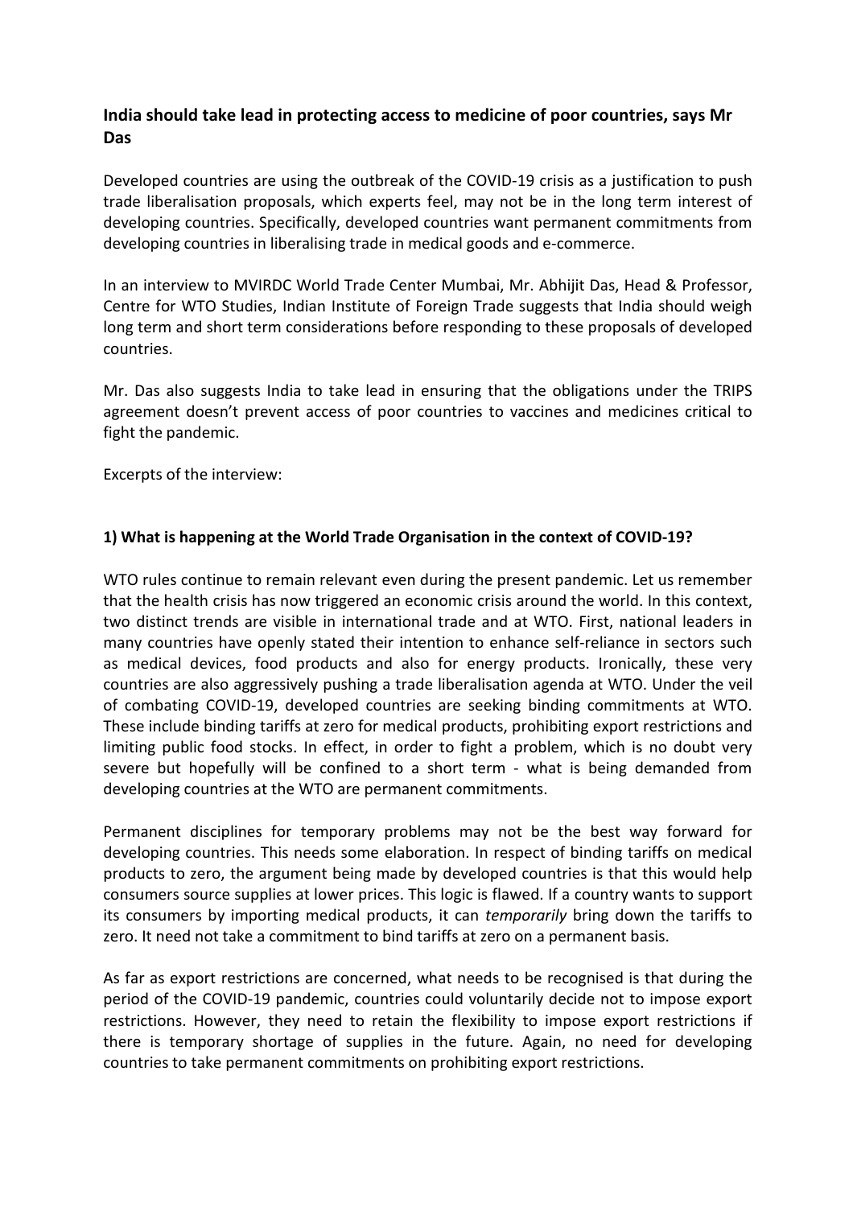## India should take lead in protecting access to medicine of poor countries, says Mr Das

Developed countries are using the outbreak of the COVID-19 crisis as a justification to push trade liberalisation proposals, which experts feel, may not be in the long term interest of developing countries. Specifically, developed countries want permanent commitments from developing countries in liberalising trade in medical goods and e-commerce.

In an interview to MVIRDC World Trade Center Mumbai, Mr. Abhijit Das, Head & Professor, Centre for WTO Studies, Indian Institute of Foreign Trade suggests that India should weigh long term and short term considerations before responding to these proposals of developed countries.

Mr. Das also suggests India to take lead in ensuring that the obligations under the TRIPS agreement doesn't prevent access of poor countries to vaccines and medicines critical to fight the pandemic.

Excerpts of the interview:

### 1) What is happening at the World Trade Organisation in the context of COVID-19?

WTO rules continue to remain relevant even during the present pandemic. Let us remember that the health crisis has now triggered an economic crisis around the world. In this context, two distinct trends are visible in international trade and at WTO. First, national leaders in many countries have openly stated their intention to enhance self-reliance in sectors such as medical devices, food products and also for energy products. Ironically, these very countries are also aggressively pushing a trade liberalisation agenda at WTO. Under the veil of combating COVID-19, developed countries are seeking binding commitments at WTO. These include binding tariffs at zero for medical products, prohibiting export restrictions and limiting public food stocks. In effect, in order to fight a problem, which is no doubt very severe but hopefully will be confined to a short term - what is being demanded from developing countries at the WTO are permanent commitments.

Permanent disciplines for temporary problems may not be the best way forward for developing countries. This needs some elaboration. In respect of binding tariffs on medical products to zero, the argument being made by developed countries is that this would help consumers source supplies at lower prices. This logic is flawed. If a country wants to support its consumers by importing medical products, it can *temporarily* bring down the tariffs to zero. It need not take a commitment to bind tariffs at zero on a permanent basis.

As far as export restrictions are concerned, what needs to be recognised is that during the period of the COVID-19 pandemic, countries could voluntarily decide not to impose export restrictions. However, they need to retain the flexibility to impose export restrictions if there is temporary shortage of supplies in the future. Again, no need for developing countries to take permanent commitments on prohibiting export restrictions.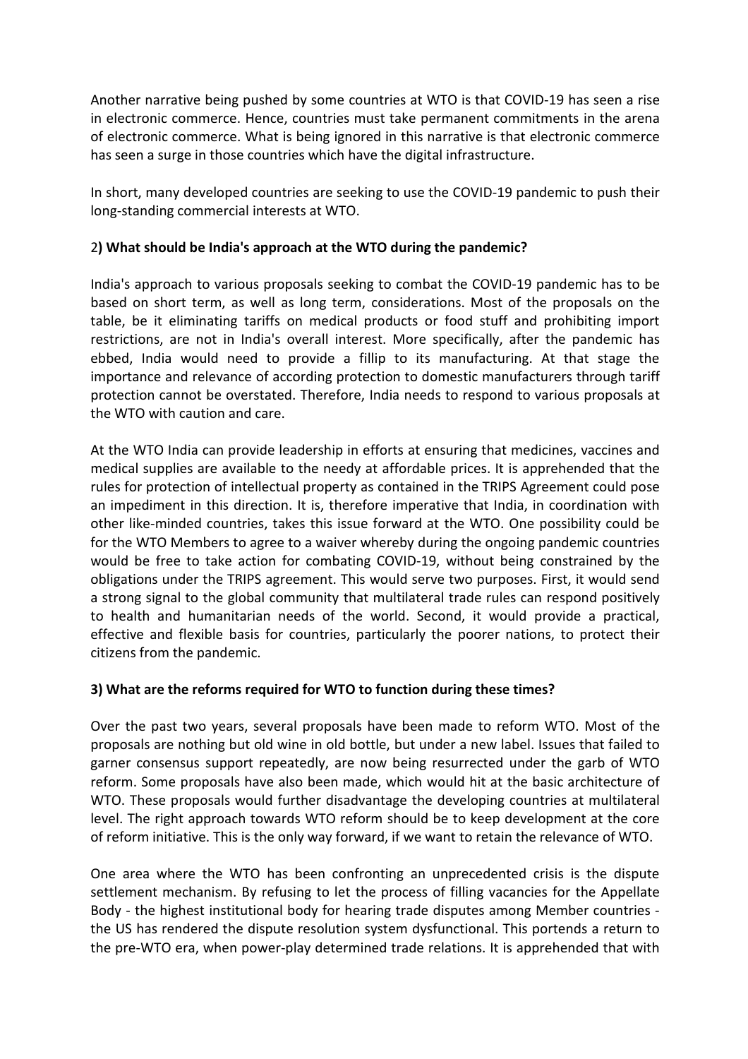Another narrative being pushed by some countries at WTO is that COVID-19 has seen a rise in electronic commerce. Hence, countries must take permanent commitments in the arena of electronic commerce. What is being ignored in this narrative is that electronic commerce has seen a surge in those countries which have the digital infrastructure.

In short, many developed countries are seeking to use the COVID-19 pandemic to push their long-standing commercial interests at WTO.

### 2) What should be India's approach at the WTO during the pandemic?

India's approach to various proposals seeking to combat the COVID-19 pandemic has to be based on short term, as well as long term, considerations. Most of the proposals on the table, be it eliminating tariffs on medical products or food stuff and prohibiting import restrictions, are not in India's overall interest. More specifically, after the pandemic has ebbed, India would need to provide a fillip to its manufacturing. At that stage the importance and relevance of according protection to domestic manufacturers through tariff protection cannot be overstated. Therefore, India needs to respond to various proposals at the WTO with caution and care.

At the WTO India can provide leadership in efforts at ensuring that medicines, vaccines and medical supplies are available to the needy at affordable prices. It is apprehended that the rules for protection of intellectual property as contained in the TRIPS Agreement could pose an impediment in this direction. It is, therefore imperative that India, in coordination with other like-minded countries, takes this issue forward at the WTO. One possibility could be for the WTO Members to agree to a waiver whereby during the ongoing pandemic countries would be free to take action for combating COVID-19, without being constrained by the obligations under the TRIPS agreement. This would serve two purposes. First, it would send a strong signal to the global community that multilateral trade rules can respond positively to health and humanitarian needs of the world. Second, it would provide a practical, effective and flexible basis for countries, particularly the poorer nations, to protect their citizens from the pandemic.

### 3) What are the reforms required for WTO to function during these times?

Over the past two years, several proposals have been made to reform WTO. Most of the proposals are nothing but old wine in old bottle, but under a new label. Issues that failed to garner consensus support repeatedly, are now being resurrected under the garb of WTO reform. Some proposals have also been made, which would hit at the basic architecture of WTO. These proposals would further disadvantage the developing countries at multilateral level. The right approach towards WTO reform should be to keep development at the core of reform initiative. This is the only way forward, if we want to retain the relevance of WTO.

One area where the WTO has been confronting an unprecedented crisis is the dispute settlement mechanism. By refusing to let the process of filling vacancies for the Appellate Body - the highest institutional body for hearing trade disputes among Member countries - the US has rendered the dispute resolution system dysfunctional. This portends a return to the pre-WTO era, when power-play determined trade relations. It is apprehended that with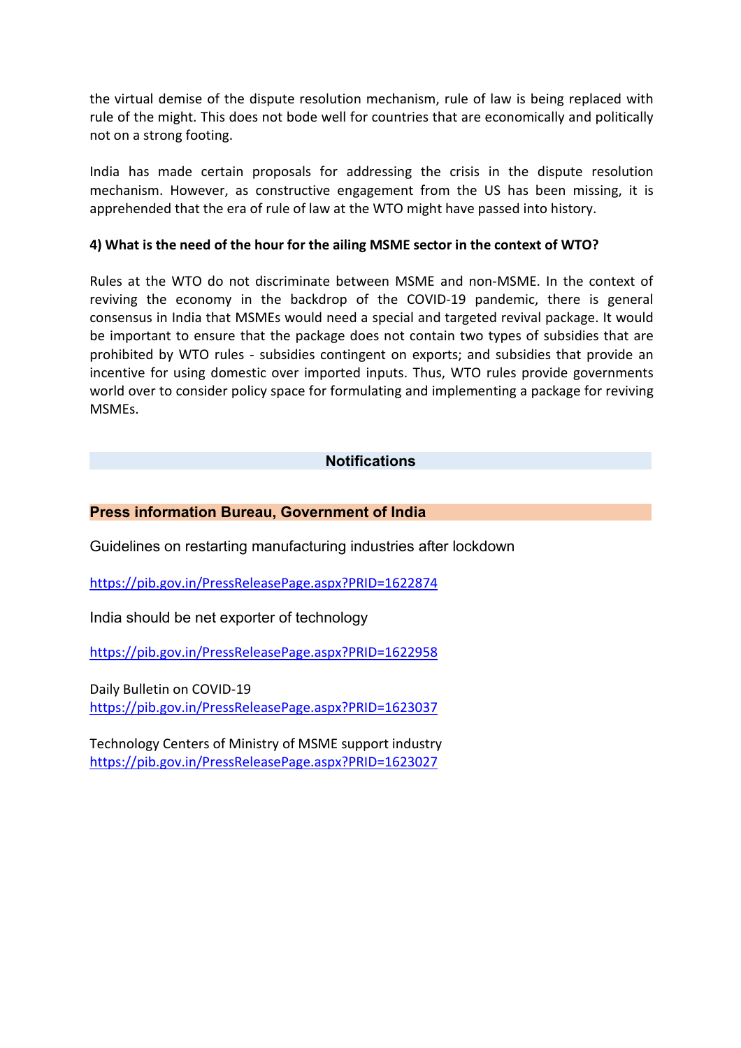the virtual demise of the dispute resolution mechanism, rule of law is being replaced with rule of the might. This does not bode well for countries that are economically and politically not on a strong footing.

India has made certain proposals for addressing the crisis in the dispute resolution mechanism. However, as constructive engagement from the US has been missing, it is apprehended that the era of rule of law at the WTO might have passed into history.

**4) What is the need of the hour for the ailing MSME sector in the context of WTO?**

Rules at the WTO do not discriminate between MSME and non-MSME. In the context of reviving the economy in the backdrop of the COVID-19 pandemic, there is general consensus in India that MSMEs would need a special and targeted revival package. It would be important to ensure that the package does not contain two types of subsidies that are prohibited by WTO rules - subsidies contingent on exports; and subsidies that provide an incentive for using domestic over imported inputs. Thus, WTO rules provide governments world over to consider policy space for formulating and implementing a package for reviving MSMEs.

## Notifications

### Press information Bureau, Government of India

Guidelines on restarting manufacturing industries after lockdown

https://pib.gov.in/PressReleasePage.aspx?PRID=1622874

India should be net exporter of technology

https://pib.gov.in/PressReleasePage.aspx?PRID=1622958

Daily Bulletin on COVID-19
https://pib.gov.in/PressReleasePage.aspx?PRID=1623037

Technology Centers of Ministry of MSME support industry
https://pib.gov.in/PressReleasePage.aspx?PRID=1623027